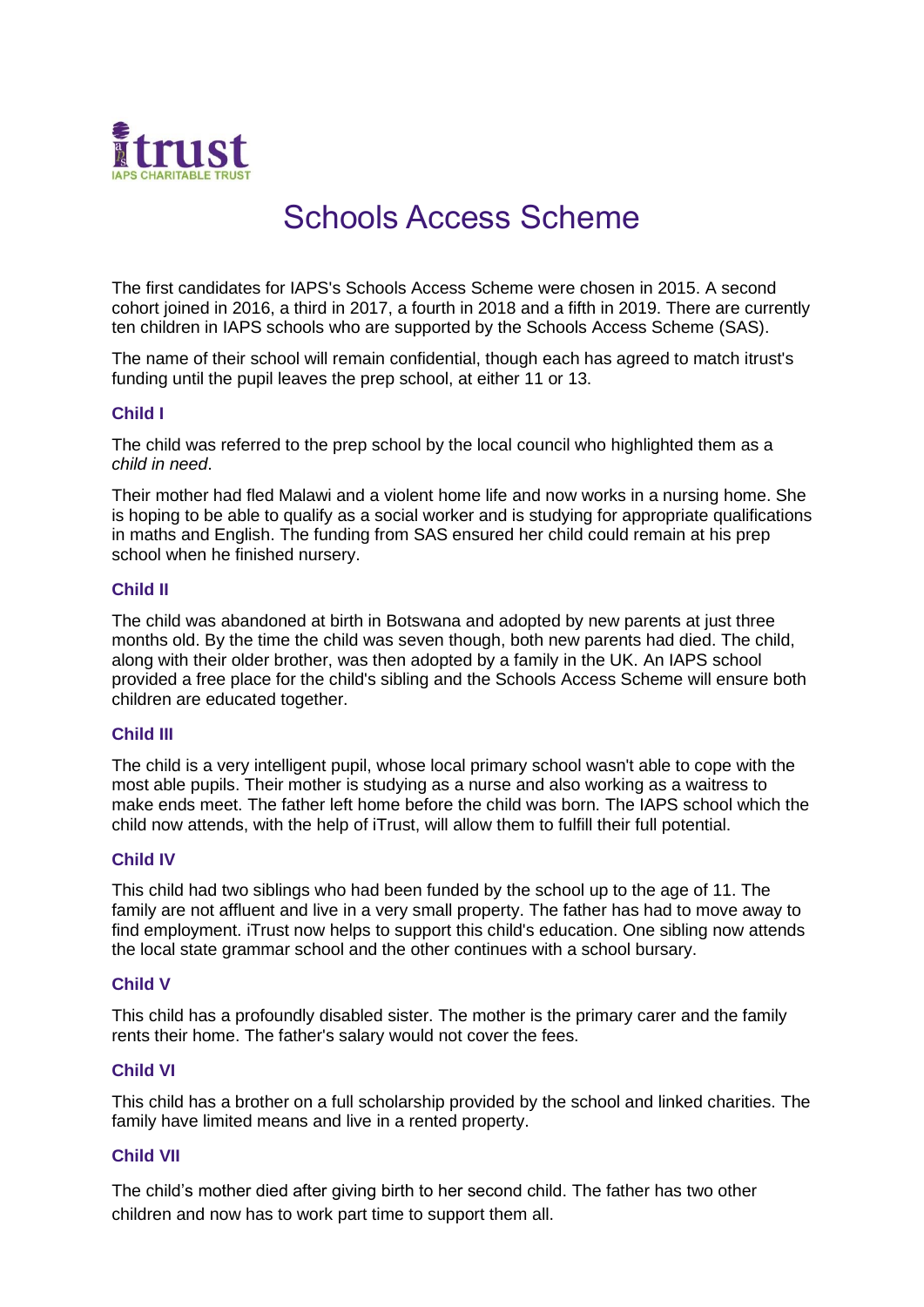itrust
IAPS CHARITABLE TRUST

# Schools Access Scheme

The first candidates for IAPS's Schools Access Scheme were chosen in 2015. A second cohort joined in 2016, a third in 2017, a fourth in 2018 and a fifth in 2019. There are currently ten children in IAPS schools who are supported by the Schools Access Scheme (SAS).

The name of their school will remain confidential, though each has agreed to match itrust's funding until the pupil leaves the prep school, at either 11 or 13.

### Child I

The child was referred to the prep school by the local council who highlighted them as a *child in need*.

Their mother had fled Malawi and a violent home life and now works in a nursing home. She is hoping to be able to qualify as a social worker and is studying for appropriate qualifications in maths and English. The funding from SAS ensured her child could remain at his prep school when he finished nursery.

### Child II

The child was abandoned at birth in Botswana and adopted by new parents at just three months old. By the time the child was seven though, both new parents had died. The child, along with their older brother, was then adopted by a family in the UK. An IAPS school provided a free place for the child's sibling and the Schools Access Scheme will ensure both children are educated together.

### Child III

The child is a very intelligent pupil, whose local primary school wasn't able to cope with the most able pupils. Their mother is studying as a nurse and also working as a waitress to make ends meet. The father left home before the child was born. The IAPS school which the child now attends, with the help of iTrust, will allow them to fulfill their full potential.

### Child IV

This child had two siblings who had been funded by the school up to the age of 11. The family are not affluent and live in a very small property. The father has had to move away to find employment. iTrust now helps to support this child's education. One sibling now attends the local state grammar school and the other continues with a school bursary.

### Child V

This child has a profoundly disabled sister. The mother is the primary carer and the family rents their home. The father's salary would not cover the fees.

### Child VI

This child has a brother on a full scholarship provided by the school and linked charities. The family have limited means and live in a rented property.

### Child VII

The child's mother died after giving birth to her second child. The father has two other children and now has to work part time to support them all.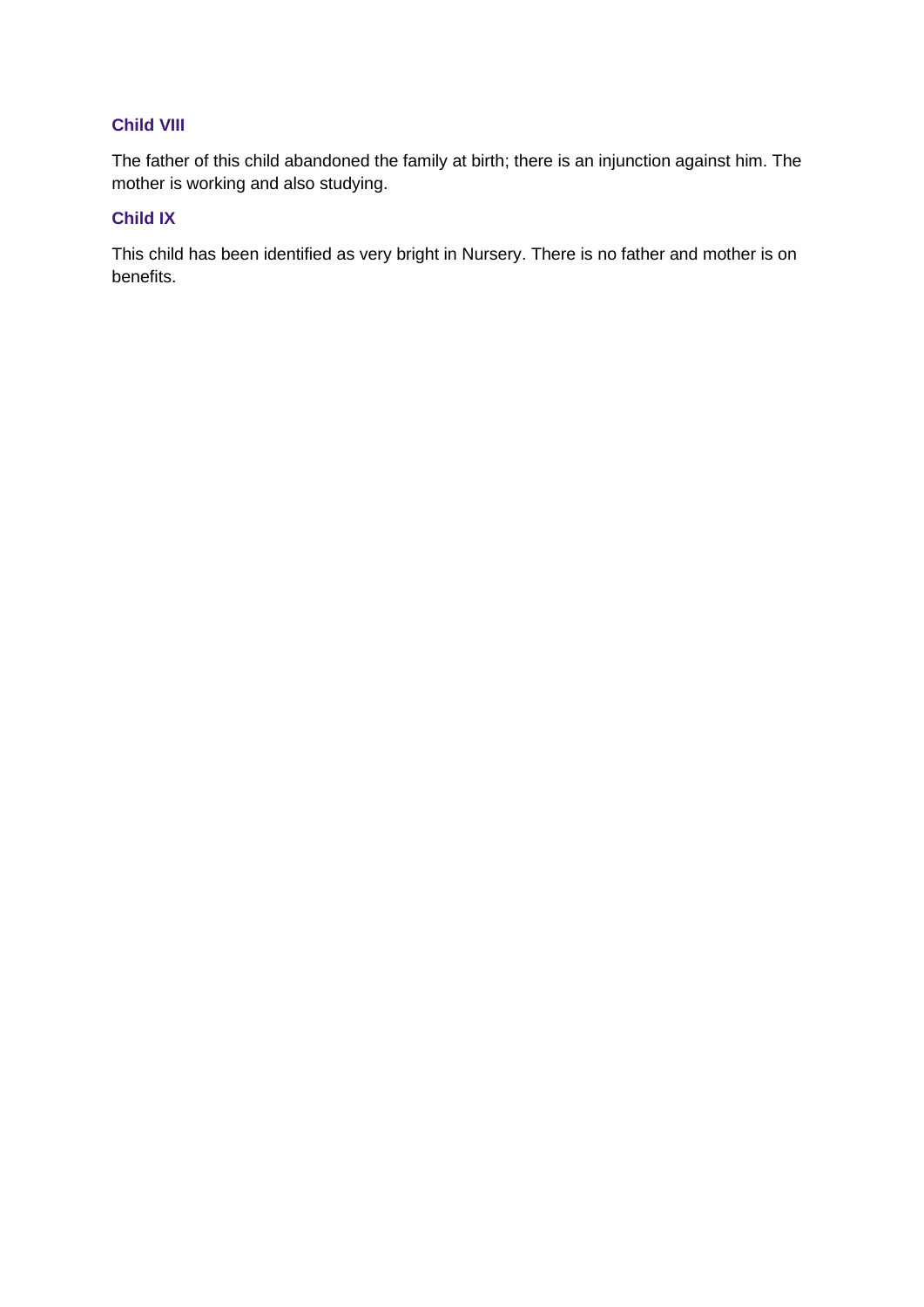### Child VIII

The father of this child abandoned the family at birth; there is an injunction against him. The mother is working and also studying.

### Child IX

This child has been identified as very bright in Nursery. There is no father and mother is on benefits.